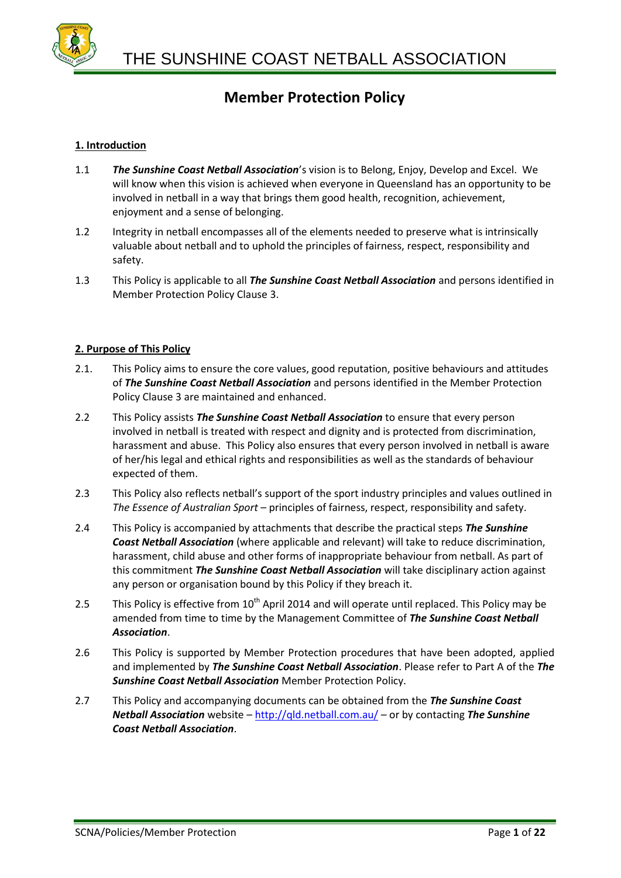# THE SUNSHINE COAST NETBALL ASSOCIATION

## Member Protection Policy

### 1. Introduction

1.1 ***The Sunshine Coast Netball Association***'s vision is to Belong, Enjoy, Develop and Excel. We will know when this vision is achieved when everyone in Queensland has an opportunity to be involved in netball in a way that brings them good health, recognition, achievement, enjoyment and a sense of belonging.

1.2 Integrity in netball encompasses all of the elements needed to preserve what is intrinsically valuable about netball and to uphold the principles of fairness, respect, responsibility and safety.

1.3 This Policy is applicable to all ***The Sunshine Coast Netball Association*** and persons identified in Member Protection Policy Clause 3.

### 2. Purpose of This Policy

2.1. This Policy aims to ensure the core values, good reputation, positive behaviours and attitudes of ***The Sunshine Coast Netball Association*** and persons identified in the Member Protection Policy Clause 3 are maintained and enhanced.

2.2 This Policy assists ***The Sunshine Coast Netball Association*** to ensure that every person involved in netball is treated with respect and dignity and is protected from discrimination, harassment and abuse. This Policy also ensures that every person involved in netball is aware of her/his legal and ethical rights and responsibilities as well as the standards of behaviour expected of them.

2.3 This Policy also reflects netball's support of the sport industry principles and values outlined in *The Essence of Australian Sport* – principles of fairness, respect, responsibility and safety.

2.4 This Policy is accompanied by attachments that describe the practical steps ***The Sunshine Coast Netball Association*** (where applicable and relevant) will take to reduce discrimination, harassment, child abuse and other forms of inappropriate behaviour from netball. As part of this commitment ***The Sunshine Coast Netball Association*** will take disciplinary action against any person or organisation bound by this Policy if they breach it.

2.5 This Policy is effective from 10th April 2014 and will operate until replaced. This Policy may be amended from time to time by the Management Committee of ***The Sunshine Coast Netball Association***.

2.6 This Policy is supported by Member Protection procedures that have been adopted, applied and implemented by ***The Sunshine Coast Netball Association***. Please refer to Part A of the ***The Sunshine Coast Netball Association*** Member Protection Policy.

2.7 This Policy and accompanying documents can be obtained from the ***The Sunshine Coast Netball Association*** website – http://qld.netball.com.au/ – or by contacting ***The Sunshine Coast Netball Association***.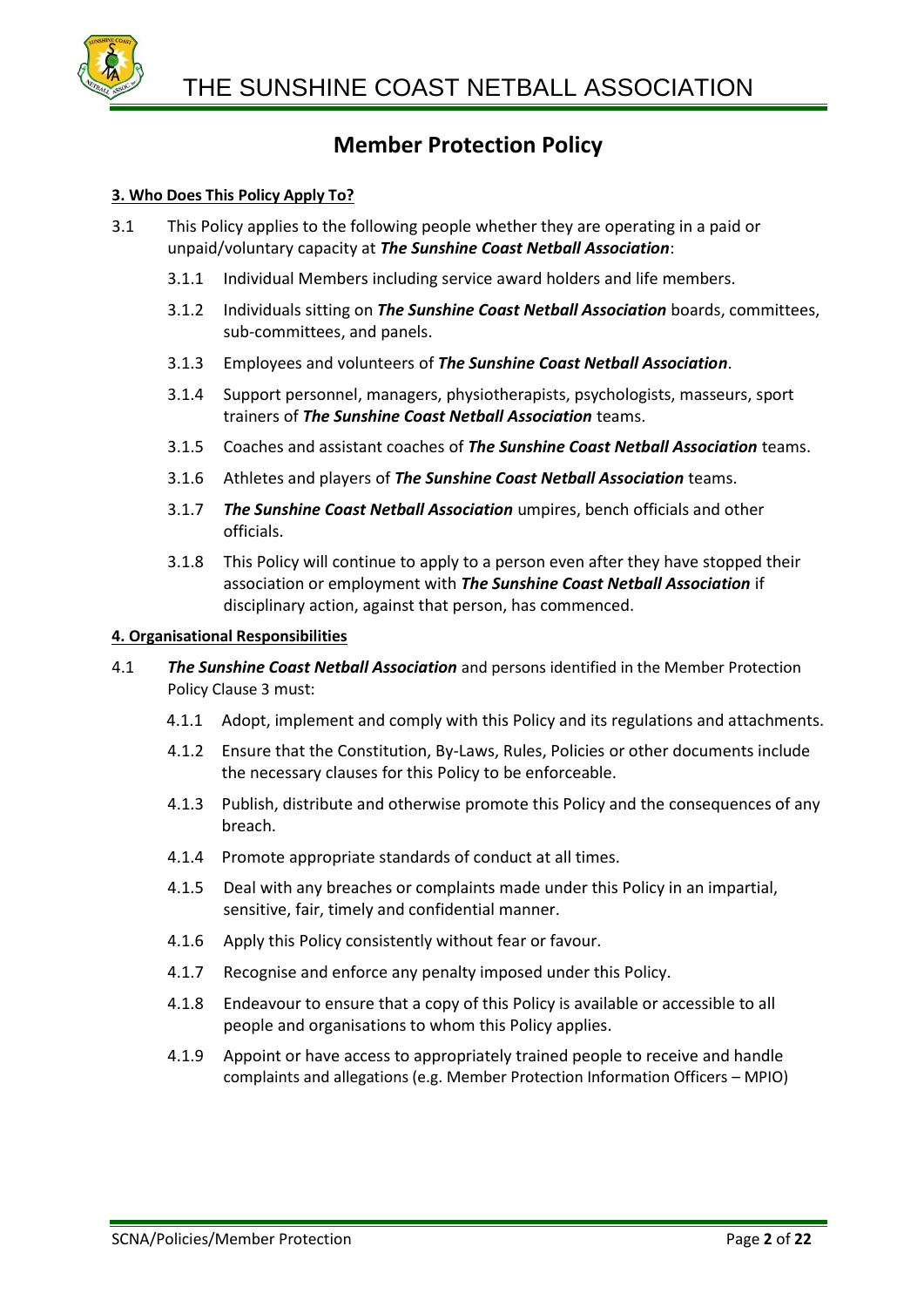# Member Protection Policy

**3. Who Does This Policy Apply To?**

3.1 This Policy applies to the following people whether they are operating in a paid or unpaid/voluntary capacity at ***The Sunshine Coast Netball Association***:

- 3.1.1 Individual Members including service award holders and life members.
- 3.1.2 Individuals sitting on ***The Sunshine Coast Netball Association*** boards, committees, sub-committees, and panels.
- 3.1.3 Employees and volunteers of ***The Sunshine Coast Netball Association***.
- 3.1.4 Support personnel, managers, physiotherapists, psychologists, masseurs, sport trainers of ***The Sunshine Coast Netball Association*** teams.
- 3.1.5 Coaches and assistant coaches of ***The Sunshine Coast Netball Association*** teams.
- 3.1.6 Athletes and players of ***The Sunshine Coast Netball Association*** teams.
- 3.1.7 ***The Sunshine Coast Netball Association*** umpires, bench officials and other officials.
- 3.1.8 This Policy will continue to apply to a person even after they have stopped their association or employment with ***The Sunshine Coast Netball Association*** if disciplinary action, against that person, has commenced.

**4. Organisational Responsibilities**

4.1 ***The Sunshine Coast Netball Association*** and persons identified in the Member Protection Policy Clause 3 must:

- 4.1.1 Adopt, implement and comply with this Policy and its regulations and attachments.
- 4.1.2 Ensure that the Constitution, By-Laws, Rules, Policies or other documents include the necessary clauses for this Policy to be enforceable.
- 4.1.3 Publish, distribute and otherwise promote this Policy and the consequences of any breach.
- 4.1.4 Promote appropriate standards of conduct at all times.
- 4.1.5 Deal with any breaches or complaints made under this Policy in an impartial, sensitive, fair, timely and confidential manner.
- 4.1.6 Apply this Policy consistently without fear or favour.
- 4.1.7 Recognise and enforce any penalty imposed under this Policy.
- 4.1.8 Endeavour to ensure that a copy of this Policy is available or accessible to all people and organisations to whom this Policy applies.
- 4.1.9 Appoint or have access to appropriately trained people to receive and handle complaints and allegations (e.g. Member Protection Information Officers – MPIO)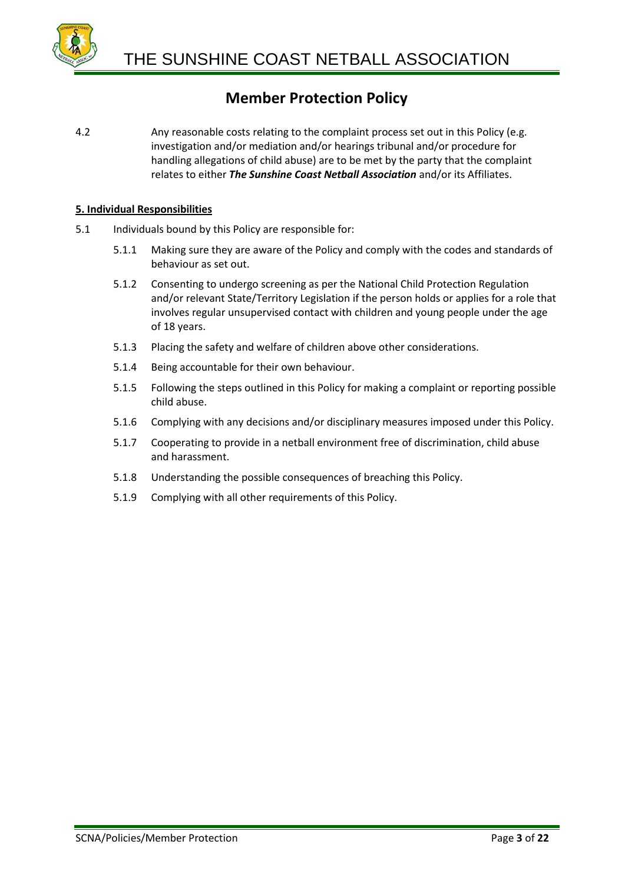4.2 Any reasonable costs relating to the complaint process set out in this Policy (e.g. investigation and/or mediation and/or hearings tribunal and/or procedure for handling allegations of child abuse) are to be met by the party that the complaint relates to either ***The Sunshine Coast Netball Association*** and/or its Affiliates.

**5. Individual Responsibilities**

5.1 Individuals bound by this Policy are responsible for:

5.1.1 Making sure they are aware of the Policy and comply with the codes and standards of behaviour as set out.

5.1.2 Consenting to undergo screening as per the National Child Protection Regulation and/or relevant State/Territory Legislation if the person holds or applies for a role that involves regular unsupervised contact with children and young people under the age of 18 years.

5.1.3 Placing the safety and welfare of children above other considerations.

5.1.4 Being accountable for their own behaviour.

5.1.5 Following the steps outlined in this Policy for making a complaint or reporting possible child abuse.

5.1.6 Complying with any decisions and/or disciplinary measures imposed under this Policy.

5.1.7 Cooperating to provide in a netball environment free of discrimination, child abuse and harassment.

5.1.8 Understanding the possible consequences of breaching this Policy.

5.1.9 Complying with all other requirements of this Policy.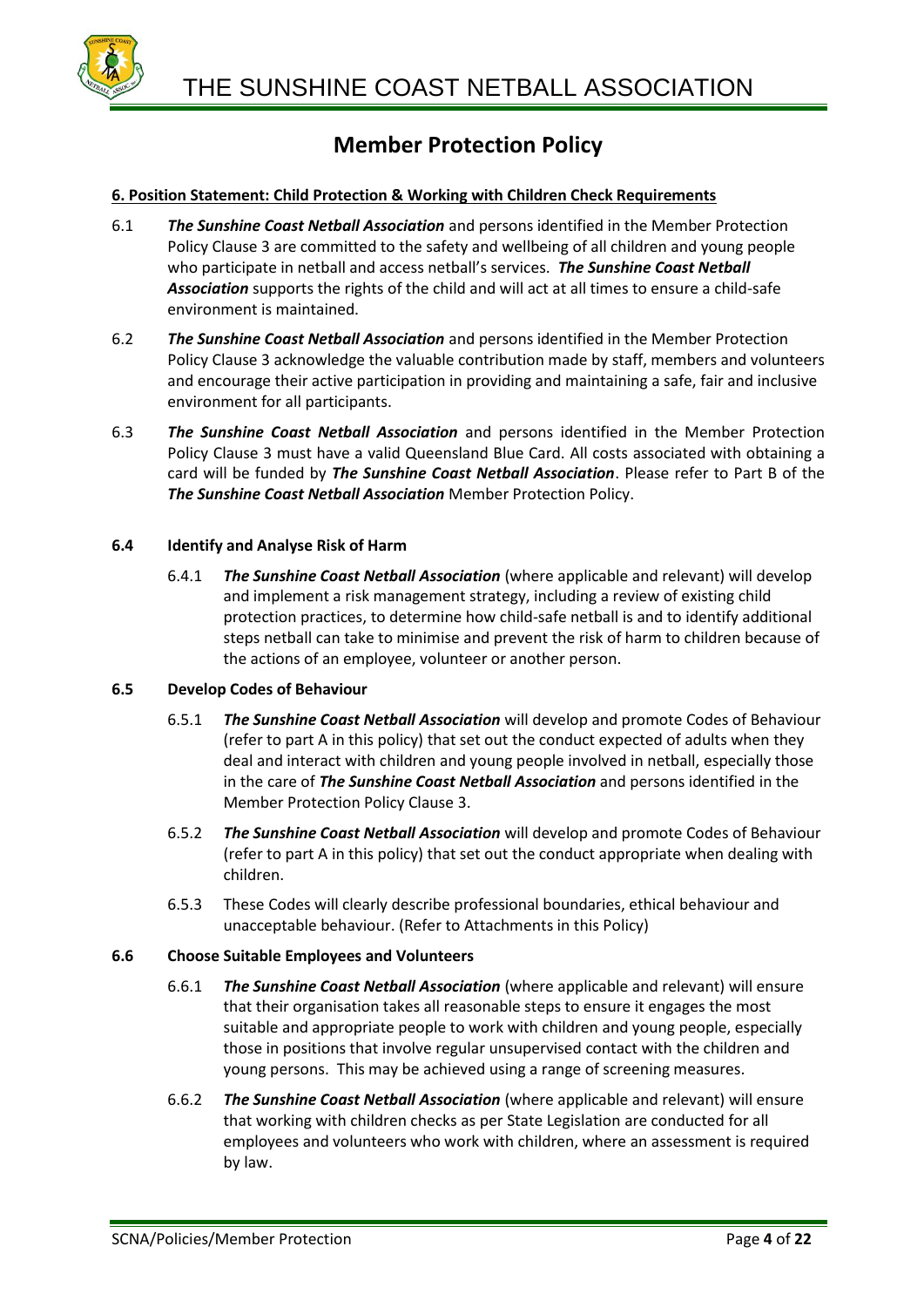# Member Protection Policy

**6. Position Statement: Child Protection & Working with Children Check Requirements**

6.1 ***The Sunshine Coast Netball Association*** and persons identified in the Member Protection Policy Clause 3 are committed to the safety and wellbeing of all children and young people who participate in netball and access netball's services. ***The Sunshine Coast Netball Association*** supports the rights of the child and will act at all times to ensure a child-safe environment is maintained.

6.2 ***The Sunshine Coast Netball Association*** and persons identified in the Member Protection Policy Clause 3 acknowledge the valuable contribution made by staff, members and volunteers and encourage their active participation in providing and maintaining a safe, fair and inclusive environment for all participants.

6.3 ***The Sunshine Coast Netball Association*** and persons identified in the Member Protection Policy Clause 3 must have a valid Queensland Blue Card. All costs associated with obtaining a card will be funded by ***The Sunshine Coast Netball Association***. Please refer to Part B of the ***The Sunshine Coast Netball Association*** Member Protection Policy.

**6.4 Identify and Analyse Risk of Harm**

6.4.1 ***The Sunshine Coast Netball Association*** (where applicable and relevant) will develop and implement a risk management strategy, including a review of existing child protection practices, to determine how child-safe netball is and to identify additional steps netball can take to minimise and prevent the risk of harm to children because of the actions of an employee, volunteer or another person.

**6.5 Develop Codes of Behaviour**

6.5.1 ***The Sunshine Coast Netball Association*** will develop and promote Codes of Behaviour (refer to part A in this policy) that set out the conduct expected of adults when they deal and interact with children and young people involved in netball, especially those in the care of ***The Sunshine Coast Netball Association*** and persons identified in the Member Protection Policy Clause 3.

6.5.2 ***The Sunshine Coast Netball Association*** will develop and promote Codes of Behaviour (refer to part A in this policy) that set out the conduct appropriate when dealing with children.

6.5.3 These Codes will clearly describe professional boundaries, ethical behaviour and unacceptable behaviour. (Refer to Attachments in this Policy)

**6.6 Choose Suitable Employees and Volunteers**

6.6.1 ***The Sunshine Coast Netball Association*** (where applicable and relevant) will ensure that their organisation takes all reasonable steps to ensure it engages the most suitable and appropriate people to work with children and young people, especially those in positions that involve regular unsupervised contact with the children and young persons. This may be achieved using a range of screening measures.

6.6.2 ***The Sunshine Coast Netball Association*** (where applicable and relevant) will ensure that working with children checks as per State Legislation are conducted for all employees and volunteers who work with children, where an assessment is required by law.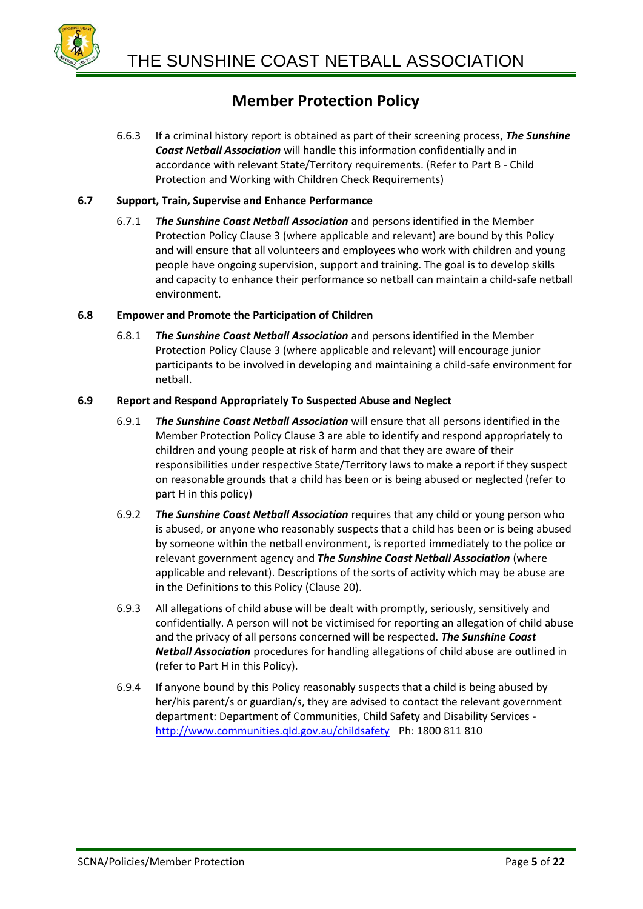6.6.3 If a criminal history report is obtained as part of their screening process, ***The Sunshine Coast Netball Association*** will handle this information confidentially and in accordance with relevant State/Territory requirements. (Refer to Part B - Child Protection and Working with Children Check Requirements)

### 6.7 Support, Train, Supervise and Enhance Performance

6.7.1 ***The Sunshine Coast Netball Association*** and persons identified in the Member Protection Policy Clause 3 (where applicable and relevant) are bound by this Policy and will ensure that all volunteers and employees who work with children and young people have ongoing supervision, support and training. The goal is to develop skills and capacity to enhance their performance so netball can maintain a child-safe netball environment.

### 6.8 Empower and Promote the Participation of Children

6.8.1 ***The Sunshine Coast Netball Association*** and persons identified in the Member Protection Policy Clause 3 (where applicable and relevant) will encourage junior participants to be involved in developing and maintaining a child-safe environment for netball.

### 6.9 Report and Respond Appropriately To Suspected Abuse and Neglect

6.9.1 ***The Sunshine Coast Netball Association*** will ensure that all persons identified in the Member Protection Policy Clause 3 are able to identify and respond appropriately to children and young people at risk of harm and that they are aware of their responsibilities under respective State/Territory laws to make a report if they suspect on reasonable grounds that a child has been or is being abused or neglected (refer to part H in this policy)

6.9.2 ***The Sunshine Coast Netball Association*** requires that any child or young person who is abused, or anyone who reasonably suspects that a child has been or is being abused by someone within the netball environment, is reported immediately to the police or relevant government agency and ***The Sunshine Coast Netball Association*** (where applicable and relevant). Descriptions of the sorts of activity which may be abuse are in the Definitions to this Policy (Clause 20).

6.9.3 All allegations of child abuse will be dealt with promptly, seriously, sensitively and confidentially. A person will not be victimised for reporting an allegation of child abuse and the privacy of all persons concerned will be respected. ***The Sunshine Coast Netball Association*** procedures for handling allegations of child abuse are outlined in (refer to Part H in this Policy).

6.9.4 If anyone bound by this Policy reasonably suspects that a child is being abused by her/his parent/s or guardian/s, they are advised to contact the relevant government department: Department of Communities, Child Safety and Disability Services - [http://www.communities.qld.gov.au/childsafety](http://www.communities.qld.gov.au/childsafety) Ph: 1800 811 810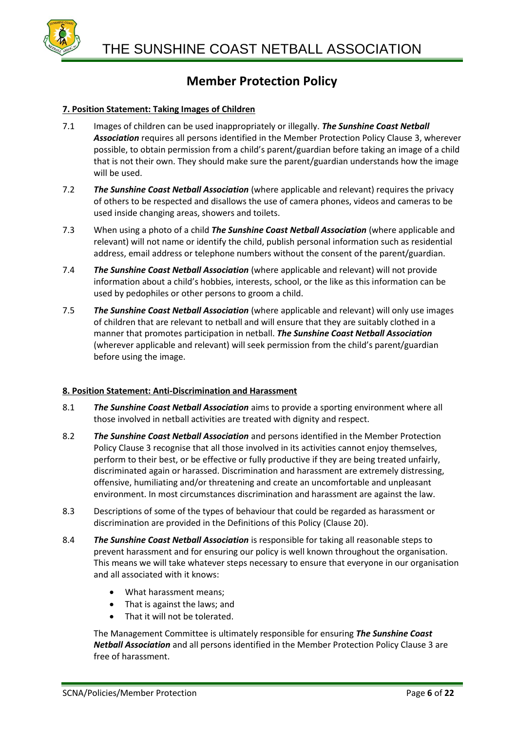# Member Protection Policy

## 7. Position Statement: Taking Images of Children

7.1 Images of children can be used inappropriately or illegally. ***The Sunshine Coast Netball Association*** requires all persons identified in the Member Protection Policy Clause 3, wherever possible, to obtain permission from a child's parent/guardian before taking an image of a child that is not their own. They should make sure the parent/guardian understands how the image will be used.

7.2 ***The Sunshine Coast Netball Association*** (where applicable and relevant) requires the privacy of others to be respected and disallows the use of camera phones, videos and cameras to be used inside changing areas, showers and toilets.

7.3 When using a photo of a child ***The Sunshine Coast Netball Association*** (where applicable and relevant) will not name or identify the child, publish personal information such as residential address, email address or telephone numbers without the consent of the parent/guardian.

7.4 ***The Sunshine Coast Netball Association*** (where applicable and relevant) will not provide information about a child's hobbies, interests, school, or the like as this information can be used by pedophiles or other persons to groom a child.

7.5 ***The Sunshine Coast Netball Association*** (where applicable and relevant) will only use images of children that are relevant to netball and will ensure that they are suitably clothed in a manner that promotes participation in netball. ***The Sunshine Coast Netball Association*** (wherever applicable and relevant) will seek permission from the child's parent/guardian before using the image.

## 8. Position Statement: Anti-Discrimination and Harassment

8.1 ***The Sunshine Coast Netball Association*** aims to provide a sporting environment where all those involved in netball activities are treated with dignity and respect.

8.2 ***The Sunshine Coast Netball Association*** and persons identified in the Member Protection Policy Clause 3 recognise that all those involved in its activities cannot enjoy themselves, perform to their best, or be effective or fully productive if they are being treated unfairly, discriminated again or harassed. Discrimination and harassment are extremely distressing, offensive, humiliating and/or threatening and create an uncomfortable and unpleasant environment. In most circumstances discrimination and harassment are against the law.

8.3 Descriptions of some of the types of behaviour that could be regarded as harassment or discrimination are provided in the Definitions of this Policy (Clause 20).

8.4 ***The Sunshine Coast Netball Association*** is responsible for taking all reasonable steps to prevent harassment and for ensuring our policy is well known throughout the organisation. This means we will take whatever steps necessary to ensure that everyone in our organisation and all associated with it knows:

- What harassment means;
- That is against the laws; and
- That it will not be tolerated.

The Management Committee is ultimately responsible for ensuring ***The Sunshine Coast Netball Association*** and all persons identified in the Member Protection Policy Clause 3 are free of harassment.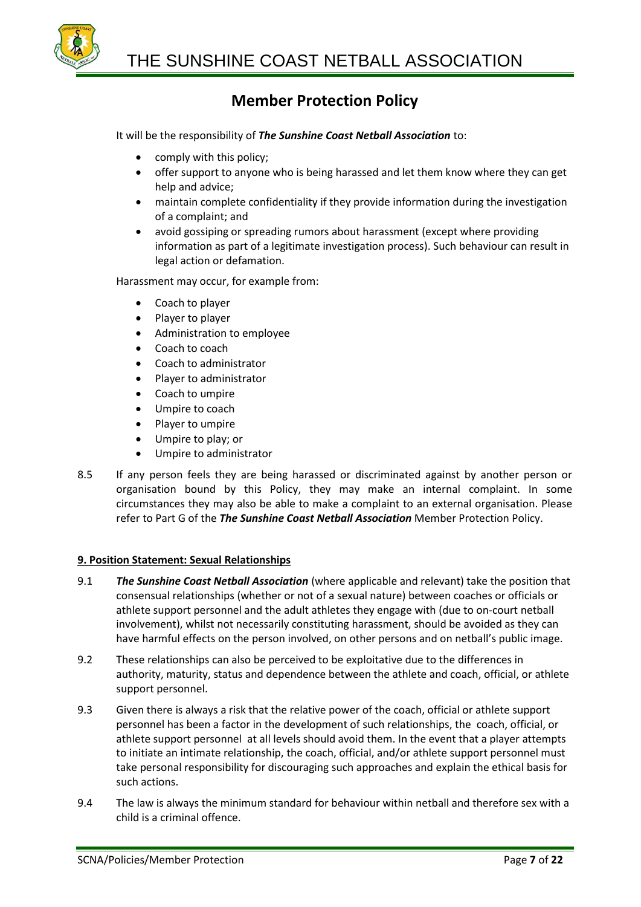# Member Protection Policy

It will be the responsibility of ***The Sunshine Coast Netball Association*** to:

- comply with this policy;
- offer support to anyone who is being harassed and let them know where they can get help and advice;
- maintain complete confidentiality if they provide information during the investigation of a complaint; and
- avoid gossiping or spreading rumors about harassment (except where providing information as part of a legitimate investigation process). Such behaviour can result in legal action or defamation.

Harassment may occur, for example from:

- Coach to player
- Player to player
- Administration to employee
- Coach to coach
- Coach to administrator
- Player to administrator
- Coach to umpire
- Umpire to coach
- Player to umpire
- Umpire to play; or
- Umpire to administrator

8.5 If any person feels they are being harassed or discriminated against by another person or organisation bound by this Policy, they may make an internal complaint. In some circumstances they may also be able to make a complaint to an external organisation. Please refer to Part G of the ***The Sunshine Coast Netball Association*** Member Protection Policy.

**9. Position Statement: Sexual Relationships**

9.1 ***The Sunshine Coast Netball Association*** (where applicable and relevant) take the position that consensual relationships (whether or not of a sexual nature) between coaches or officials or athlete support personnel and the adult athletes they engage with (due to on-court netball involvement), whilst not necessarily constituting harassment, should be avoided as they can have harmful effects on the person involved, on other persons and on netball's public image.

9.2 These relationships can also be perceived to be exploitative due to the differences in authority, maturity, status and dependence between the athlete and coach, official, or athlete support personnel.

9.3 Given there is always a risk that the relative power of the coach, official or athlete support personnel has been a factor in the development of such relationships, the coach, official, or athlete support personnel at all levels should avoid them. In the event that a player attempts to initiate an intimate relationship, the coach, official, and/or athlete support personnel must take personal responsibility for discouraging such approaches and explain the ethical basis for such actions.

9.4 The law is always the minimum standard for behaviour within netball and therefore sex with a child is a criminal offence.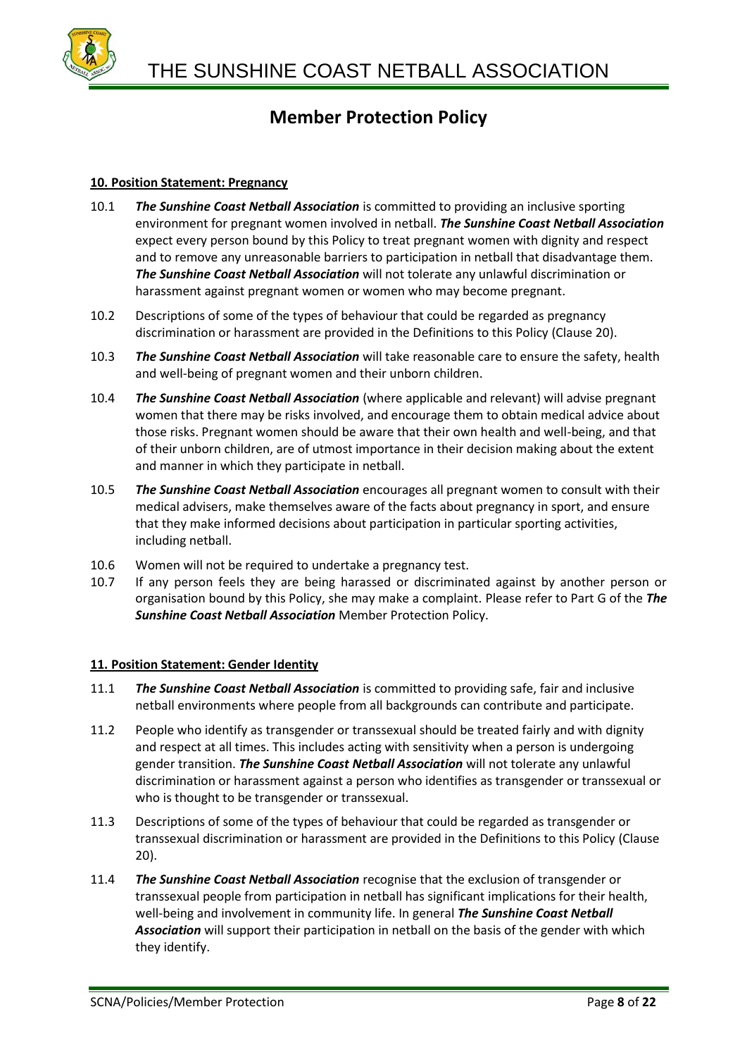## Member Protection Policy

**10. Position Statement: Pregnancy**

10.1 ***The Sunshine Coast Netball Association*** is committed to providing an inclusive sporting environment for pregnant women involved in netball. ***The Sunshine Coast Netball Association*** expect every person bound by this Policy to treat pregnant women with dignity and respect and to remove any unreasonable barriers to participation in netball that disadvantage them. ***The Sunshine Coast Netball Association*** will not tolerate any unlawful discrimination or harassment against pregnant women or women who may become pregnant.

10.2 Descriptions of some of the types of behaviour that could be regarded as pregnancy discrimination or harassment are provided in the Definitions to this Policy (Clause 20).

10.3 ***The Sunshine Coast Netball Association*** will take reasonable care to ensure the safety, health and well-being of pregnant women and their unborn children.

10.4 ***The Sunshine Coast Netball Association*** (where applicable and relevant) will advise pregnant women that there may be risks involved, and encourage them to obtain medical advice about those risks. Pregnant women should be aware that their own health and well-being, and that of their unborn children, are of utmost importance in their decision making about the extent and manner in which they participate in netball.

10.5 ***The Sunshine Coast Netball Association*** encourages all pregnant women to consult with their medical advisers, make themselves aware of the facts about pregnancy in sport, and ensure that they make informed decisions about participation in particular sporting activities, including netball.

10.6 Women will not be required to undertake a pregnancy test.

10.7 If any person feels they are being harassed or discriminated against by another person or organisation bound by this Policy, she may make a complaint. Please refer to Part G of the ***The Sunshine Coast Netball Association*** Member Protection Policy.

**11. Position Statement: Gender Identity**

11.1 ***The Sunshine Coast Netball Association*** is committed to providing safe, fair and inclusive netball environments where people from all backgrounds can contribute and participate.

11.2 People who identify as transgender or transsexual should be treated fairly and with dignity and respect at all times. This includes acting with sensitivity when a person is undergoing gender transition. ***The Sunshine Coast Netball Association*** will not tolerate any unlawful discrimination or harassment against a person who identifies as transgender or transsexual or who is thought to be transgender or transsexual.

11.3 Descriptions of some of the types of behaviour that could be regarded as transgender or transsexual discrimination or harassment are provided in the Definitions to this Policy (Clause 20).

11.4 ***The Sunshine Coast Netball Association*** recognise that the exclusion of transgender or transsexual people from participation in netball has significant implications for their health, well-being and involvement in community life. In general ***The Sunshine Coast Netball Association*** will support their participation in netball on the basis of the gender with which they identify.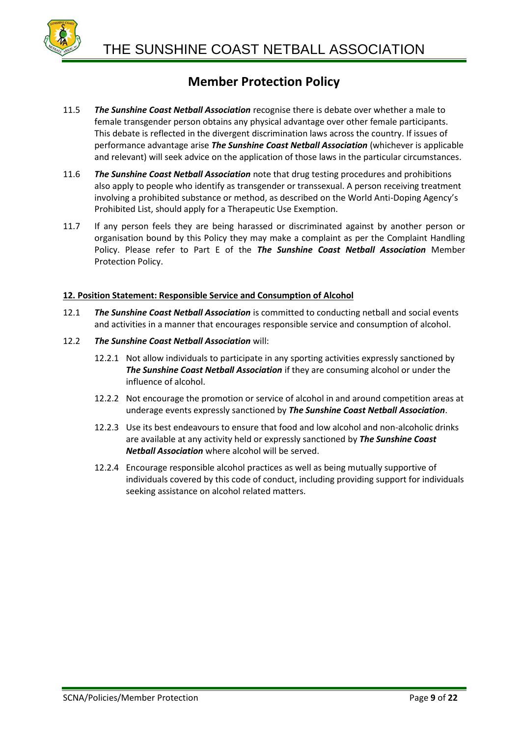11.5 ***The Sunshine Coast Netball Association*** recognise there is debate over whether a male to female transgender person obtains any physical advantage over other female participants. This debate is reflected in the divergent discrimination laws across the country. If issues of performance advantage arise ***The Sunshine Coast Netball Association*** (whichever is applicable and relevant) will seek advice on the application of those laws in the particular circumstances.

11.6 ***The Sunshine Coast Netball Association*** note that drug testing procedures and prohibitions also apply to people who identify as transgender or transsexual. A person receiving treatment involving a prohibited substance or method, as described on the World Anti-Doping Agency's Prohibited List, should apply for a Therapeutic Use Exemption.

11.7 If any person feels they are being harassed or discriminated against by another person or organisation bound by this Policy they may make a complaint as per the Complaint Handling Policy. Please refer to Part E of the ***The Sunshine Coast Netball Association*** Member Protection Policy.

**12. Position Statement: Responsible Service and Consumption of Alcohol**

12.1 ***The Sunshine Coast Netball Association*** is committed to conducting netball and social events and activities in a manner that encourages responsible service and consumption of alcohol.

12.2 ***The Sunshine Coast Netball Association*** will:

12.2.1 Not allow individuals to participate in any sporting activities expressly sanctioned by ***The Sunshine Coast Netball Association*** if they are consuming alcohol or under the influence of alcohol.

12.2.2 Not encourage the promotion or service of alcohol in and around competition areas at underage events expressly sanctioned by ***The Sunshine Coast Netball Association***.

12.2.3 Use its best endeavours to ensure that food and low alcohol and non-alcoholic drinks are available at any activity held or expressly sanctioned by ***The Sunshine Coast Netball Association*** where alcohol will be served.

12.2.4 Encourage responsible alcohol practices as well as being mutually supportive of individuals covered by this code of conduct, including providing support for individuals seeking assistance on alcohol related matters.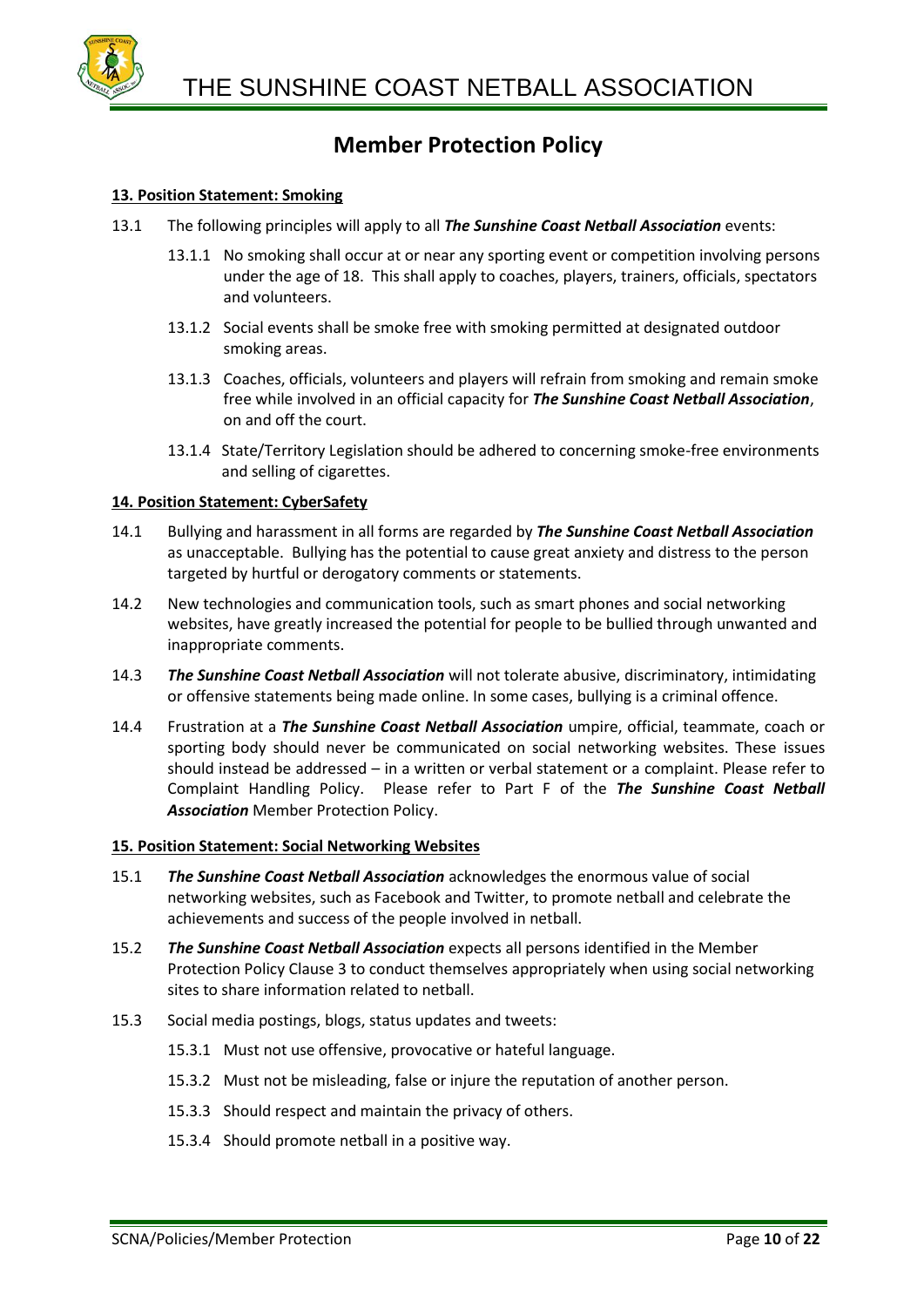# Member Protection Policy

**13. Position Statement: Smoking**

13.1 The following principles will apply to all ***The Sunshine Coast Netball Association*** events:

- 13.1.1 No smoking shall occur at or near any sporting event or competition involving persons under the age of 18. This shall apply to coaches, players, trainers, officials, spectators and volunteers.
- 13.1.2 Social events shall be smoke free with smoking permitted at designated outdoor smoking areas.
- 13.1.3 Coaches, officials, volunteers and players will refrain from smoking and remain smoke free while involved in an official capacity for ***The Sunshine Coast Netball Association***, on and off the court.
- 13.1.4 State/Territory Legislation should be adhered to concerning smoke-free environments and selling of cigarettes.

**14. Position Statement: CyberSafety**

14.1 Bullying and harassment in all forms are regarded by ***The Sunshine Coast Netball Association*** as unacceptable. Bullying has the potential to cause great anxiety and distress to the person targeted by hurtful or derogatory comments or statements.

14.2 New technologies and communication tools, such as smart phones and social networking websites, have greatly increased the potential for people to be bullied through unwanted and inappropriate comments.

14.3 ***The Sunshine Coast Netball Association*** will not tolerate abusive, discriminatory, intimidating or offensive statements being made online. In some cases, bullying is a criminal offence.

14.4 Frustration at a ***The Sunshine Coast Netball Association*** umpire, official, teammate, coach or sporting body should never be communicated on social networking websites. These issues should instead be addressed – in a written or verbal statement or a complaint. Please refer to Complaint Handling Policy. Please refer to Part F of the ***The Sunshine Coast Netball Association*** Member Protection Policy.

**15. Position Statement: Social Networking Websites**

15.1 ***The Sunshine Coast Netball Association*** acknowledges the enormous value of social networking websites, such as Facebook and Twitter, to promote netball and celebrate the achievements and success of the people involved in netball.

15.2 ***The Sunshine Coast Netball Association*** expects all persons identified in the Member Protection Policy Clause 3 to conduct themselves appropriately when using social networking sites to share information related to netball.

15.3 Social media postings, blogs, status updates and tweets:

- 15.3.1 Must not use offensive, provocative or hateful language.
- 15.3.2 Must not be misleading, false or injure the reputation of another person.
- 15.3.3 Should respect and maintain the privacy of others.
- 15.3.4 Should promote netball in a positive way.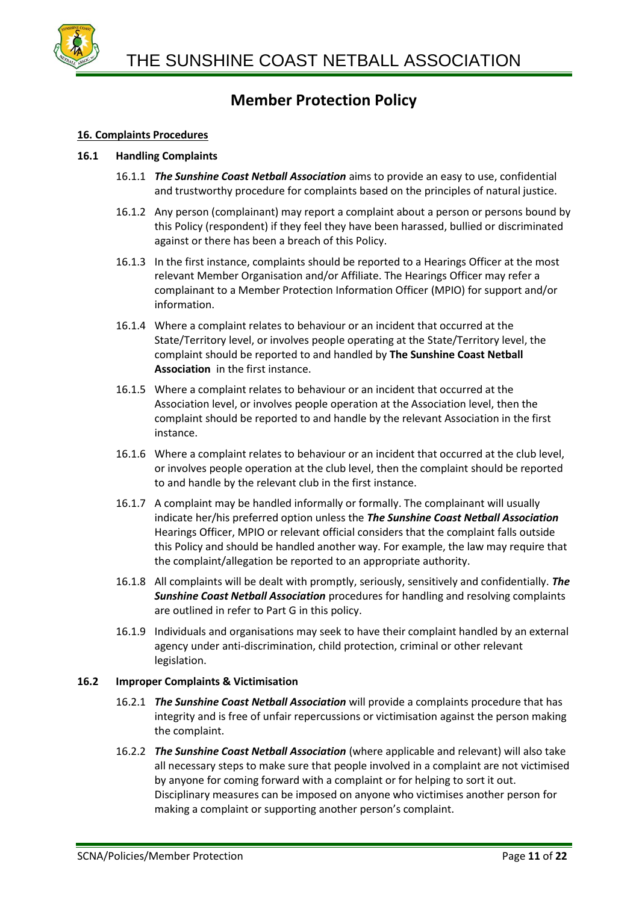# Member Protection Policy

**16. Complaints Procedures**

**16.1 Handling Complaints**

16.1.1 ***The Sunshine Coast Netball Association*** aims to provide an easy to use, confidential and trustworthy procedure for complaints based on the principles of natural justice.

16.1.2 Any person (complainant) may report a complaint about a person or persons bound by this Policy (respondent) if they feel they have been harassed, bullied or discriminated against or there has been a breach of this Policy.

16.1.3 In the first instance, complaints should be reported to a Hearings Officer at the most relevant Member Organisation and/or Affiliate. The Hearings Officer may refer a complainant to a Member Protection Information Officer (MPIO) for support and/or information.

16.1.4 Where a complaint relates to behaviour or an incident that occurred at the State/Territory level, or involves people operating at the State/Territory level, the complaint should be reported to and handled by **The Sunshine Coast Netball Association** in the first instance.

16.1.5 Where a complaint relates to behaviour or an incident that occurred at the Association level, or involves people operation at the Association level, then the complaint should be reported to and handle by the relevant Association in the first instance.

16.1.6 Where a complaint relates to behaviour or an incident that occurred at the club level, or involves people operation at the club level, then the complaint should be reported to and handle by the relevant club in the first instance.

16.1.7 A complaint may be handled informally or formally. The complainant will usually indicate her/his preferred option unless the ***The Sunshine Coast Netball Association*** Hearings Officer, MPIO or relevant official considers that the complaint falls outside this Policy and should be handled another way. For example, the law may require that the complaint/allegation be reported to an appropriate authority.

16.1.8 All complaints will be dealt with promptly, seriously, sensitively and confidentially. ***The Sunshine Coast Netball Association*** procedures for handling and resolving complaints are outlined in refer to Part G in this policy.

16.1.9 Individuals and organisations may seek to have their complaint handled by an external agency under anti-discrimination, child protection, criminal or other relevant legislation.

**16.2 Improper Complaints & Victimisation**

16.2.1 ***The Sunshine Coast Netball Association*** will provide a complaints procedure that has integrity and is free of unfair repercussions or victimisation against the person making the complaint.

16.2.2 ***The Sunshine Coast Netball Association*** (where applicable and relevant) will also take all necessary steps to make sure that people involved in a complaint are not victimised by anyone for coming forward with a complaint or for helping to sort it out. Disciplinary measures can be imposed on anyone who victimises another person for making a complaint or supporting another person's complaint.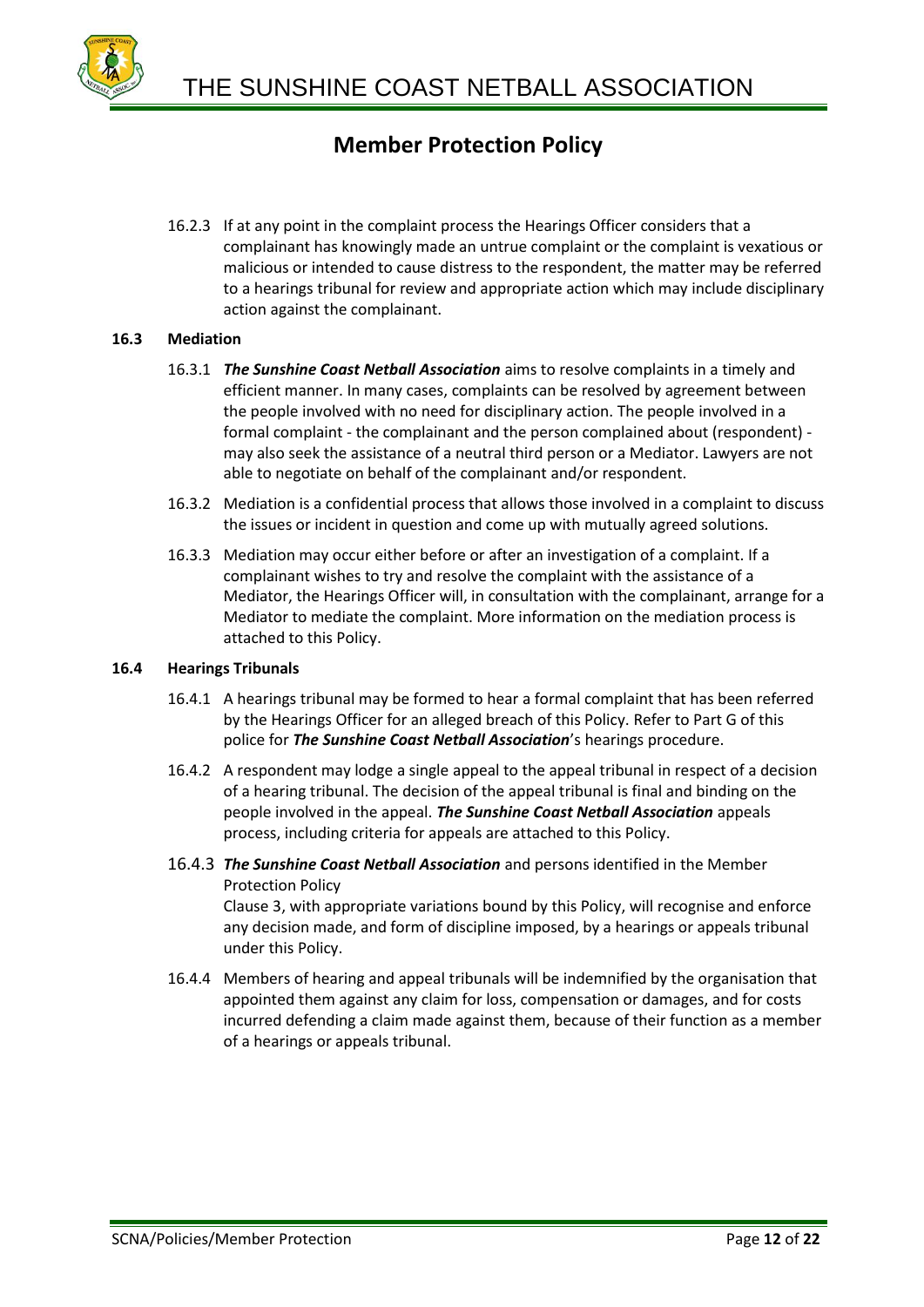# Member Protection Policy

16.2.3 If at any point in the complaint process the Hearings Officer considers that a complainant has knowingly made an untrue complaint or the complaint is vexatious or malicious or intended to cause distress to the respondent, the matter may be referred to a hearings tribunal for review and appropriate action which may include disciplinary action against the complainant.

### 16.3 Mediation

16.3.1 ***The Sunshine Coast Netball Association*** aims to resolve complaints in a timely and efficient manner. In many cases, complaints can be resolved by agreement between the people involved with no need for disciplinary action. The people involved in a formal complaint - the complainant and the person complained about (respondent) - may also seek the assistance of a neutral third person or a Mediator. Lawyers are not able to negotiate on behalf of the complainant and/or respondent.

16.3.2 Mediation is a confidential process that allows those involved in a complaint to discuss the issues or incident in question and come up with mutually agreed solutions.

16.3.3 Mediation may occur either before or after an investigation of a complaint. If a complainant wishes to try and resolve the complaint with the assistance of a Mediator, the Hearings Officer will, in consultation with the complainant, arrange for a Mediator to mediate the complaint. More information on the mediation process is attached to this Policy.

### 16.4 Hearings Tribunals

16.4.1 A hearings tribunal may be formed to hear a formal complaint that has been referred by the Hearings Officer for an alleged breach of this Policy. Refer to Part G of this police for ***The Sunshine Coast Netball Association***'s hearings procedure.

16.4.2 A respondent may lodge a single appeal to the appeal tribunal in respect of a decision of a hearing tribunal. The decision of the appeal tribunal is final and binding on the people involved in the appeal. ***The Sunshine Coast Netball Association*** appeals process, including criteria for appeals are attached to this Policy.

16.4.3 ***The Sunshine Coast Netball Association*** and persons identified in the Member Protection Policy
Clause 3, with appropriate variations bound by this Policy, will recognise and enforce any decision made, and form of discipline imposed, by a hearings or appeals tribunal under this Policy.

16.4.4 Members of hearing and appeal tribunals will be indemnified by the organisation that appointed them against any claim for loss, compensation or damages, and for costs incurred defending a claim made against them, because of their function as a member of a hearings or appeals tribunal.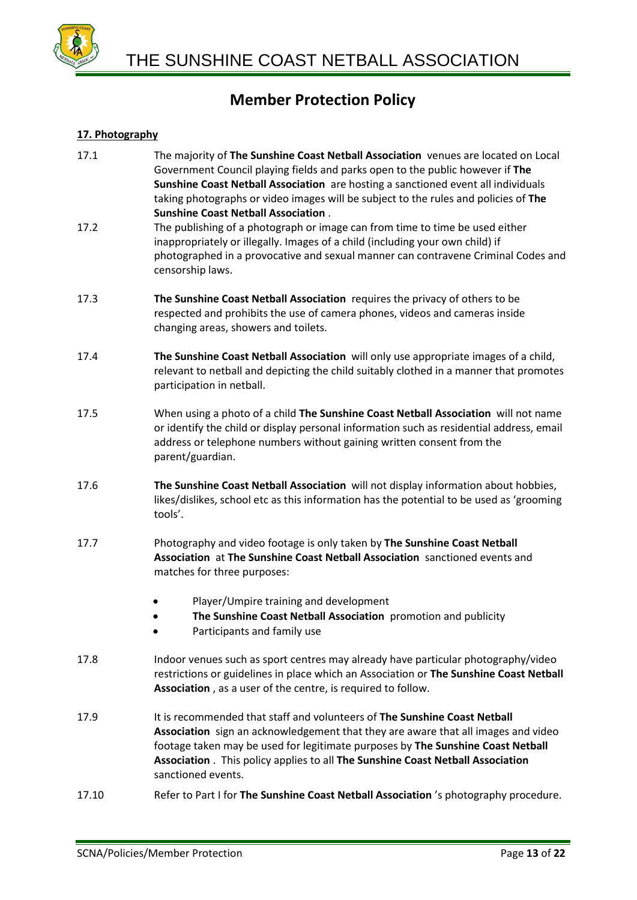## Member Protection Policy

**17. Photography**

17.1 The majority of **The Sunshine Coast Netball Association** venues are located on Local Government Council playing fields and parks open to the public however if **The Sunshine Coast Netball Association** are hosting a sanctioned event all individuals taking photographs or video images will be subject to the rules and policies of **The Sunshine Coast Netball Association** .

17.2 The publishing of a photograph or image can from time to time be used either inappropriately or illegally. Images of a child (including your own child) if photographed in a provocative and sexual manner can contravene Criminal Codes and censorship laws.

17.3 **The Sunshine Coast Netball Association** requires the privacy of others to be respected and prohibits the use of camera phones, videos and cameras inside changing areas, showers and toilets.

17.4 **The Sunshine Coast Netball Association** will only use appropriate images of a child, relevant to netball and depicting the child suitably clothed in a manner that promotes participation in netball.

17.5 When using a photo of a child **The Sunshine Coast Netball Association** will not name or identify the child or display personal information such as residential address, email address or telephone numbers without gaining written consent from the parent/guardian.

17.6 **The Sunshine Coast Netball Association** will not display information about hobbies, likes/dislikes, school etc as this information has the potential to be used as 'grooming tools'.

17.7 Photography and video footage is only taken by **The Sunshine Coast Netball Association** at **The Sunshine Coast Netball Association** sanctioned events and matches for three purposes:

- Player/Umpire training and development
- **The Sunshine Coast Netball Association** promotion and publicity
- Participants and family use

17.8 Indoor venues such as sport centres may already have particular photography/video restrictions or guidelines in place which an Association or **The Sunshine Coast Netball Association** , as a user of the centre, is required to follow.

17.9 It is recommended that staff and volunteers of **The Sunshine Coast Netball Association** sign an acknowledgement that they are aware that all images and video footage taken may be used for legitimate purposes by **The Sunshine Coast Netball Association** . This policy applies to all **The Sunshine Coast Netball Association** sanctioned events.

17.10 Refer to Part I for **The Sunshine Coast Netball Association** 's photography procedure.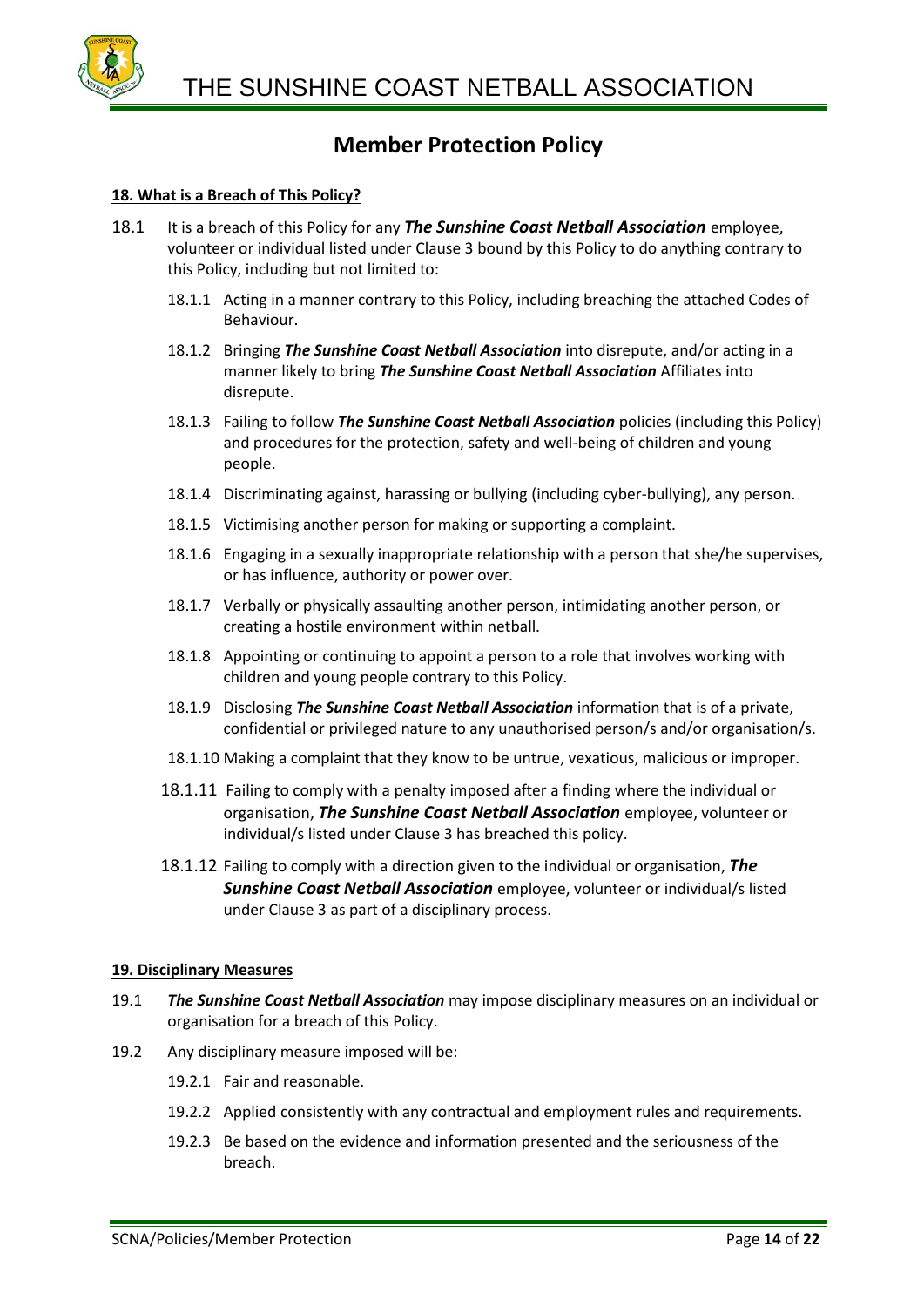## Member Protection Policy

### 18. What is a Breach of This Policy?

18.1 It is a breach of this Policy for any ***The Sunshine Coast Netball Association*** employee, volunteer or individual listed under Clause 3 bound by this Policy to do anything contrary to this Policy, including but not limited to:

- 18.1.1 Acting in a manner contrary to this Policy, including breaching the attached Codes of Behaviour.
- 18.1.2 Bringing ***The Sunshine Coast Netball Association*** into disrepute, and/or acting in a manner likely to bring ***The Sunshine Coast Netball Association*** Affiliates into disrepute.
- 18.1.3 Failing to follow ***The Sunshine Coast Netball Association*** policies (including this Policy) and procedures for the protection, safety and well-being of children and young people.
- 18.1.4 Discriminating against, harassing or bullying (including cyber-bullying), any person.
- 18.1.5 Victimising another person for making or supporting a complaint.
- 18.1.6 Engaging in a sexually inappropriate relationship with a person that she/he supervises, or has influence, authority or power over.
- 18.1.7 Verbally or physically assaulting another person, intimidating another person, or creating a hostile environment within netball.
- 18.1.8 Appointing or continuing to appoint a person to a role that involves working with children and young people contrary to this Policy.
- 18.1.9 Disclosing ***The Sunshine Coast Netball Association*** information that is of a private, confidential or privileged nature to any unauthorised person/s and/or organisation/s.
- 18.1.10 Making a complaint that they know to be untrue, vexatious, malicious or improper.
- 18.1.11 Failing to comply with a penalty imposed after a finding where the individual or organisation, ***The Sunshine Coast Netball Association*** employee, volunteer or individual/s listed under Clause 3 has breached this policy.
- 18.1.12 Failing to comply with a direction given to the individual or organisation, ***The Sunshine Coast Netball Association*** employee, volunteer or individual/s listed under Clause 3 as part of a disciplinary process.

### 19. Disciplinary Measures

19.1 ***The Sunshine Coast Netball Association*** may impose disciplinary measures on an individual or organisation for a breach of this Policy.

19.2 Any disciplinary measure imposed will be:

- 19.2.1 Fair and reasonable.
- 19.2.2 Applied consistently with any contractual and employment rules and requirements.
- 19.2.3 Be based on the evidence and information presented and the seriousness of the breach.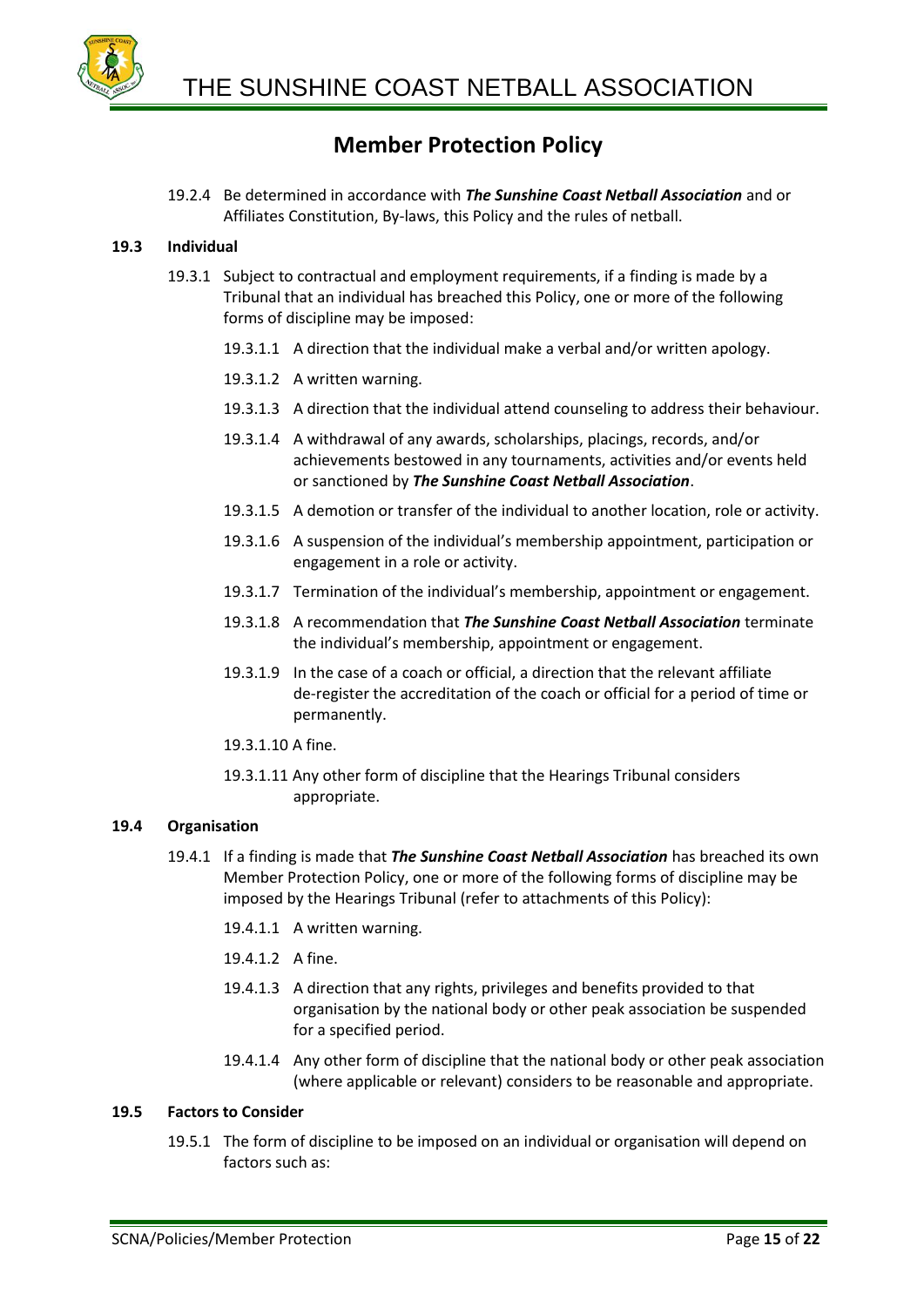## Member Protection Policy

19.2.4 Be determined in accordance with ***The Sunshine Coast Netball Association*** and or Affiliates Constitution, By-laws, this Policy and the rules of netball.

**19.3 Individual**

19.3.1 Subject to contractual and employment requirements, if a finding is made by a Tribunal that an individual has breached this Policy, one or more of the following forms of discipline may be imposed:

19.3.1.1 A direction that the individual make a verbal and/or written apology.

19.3.1.2 A written warning.

19.3.1.3 A direction that the individual attend counseling to address their behaviour.

19.3.1.4 A withdrawal of any awards, scholarships, placings, records, and/or achievements bestowed in any tournaments, activities and/or events held or sanctioned by ***The Sunshine Coast Netball Association***.

19.3.1.5 A demotion or transfer of the individual to another location, role or activity.

19.3.1.6 A suspension of the individual's membership appointment, participation or engagement in a role or activity.

19.3.1.7 Termination of the individual's membership, appointment or engagement.

19.3.1.8 A recommendation that ***The Sunshine Coast Netball Association*** terminate the individual's membership, appointment or engagement.

19.3.1.9 In the case of a coach or official, a direction that the relevant affiliate de-register the accreditation of the coach or official for a period of time or permanently.

19.3.1.10 A fine.

19.3.1.11 Any other form of discipline that the Hearings Tribunal considers appropriate.

**19.4 Organisation**

19.4.1 If a finding is made that ***The Sunshine Coast Netball Association*** has breached its own Member Protection Policy, one or more of the following forms of discipline may be imposed by the Hearings Tribunal (refer to attachments of this Policy):

19.4.1.1 A written warning.

19.4.1.2 A fine.

19.4.1.3 A direction that any rights, privileges and benefits provided to that organisation by the national body or other peak association be suspended for a specified period.

19.4.1.4 Any other form of discipline that the national body or other peak association (where applicable or relevant) considers to be reasonable and appropriate.

**19.5 Factors to Consider**

19.5.1 The form of discipline to be imposed on an individual or organisation will depend on factors such as: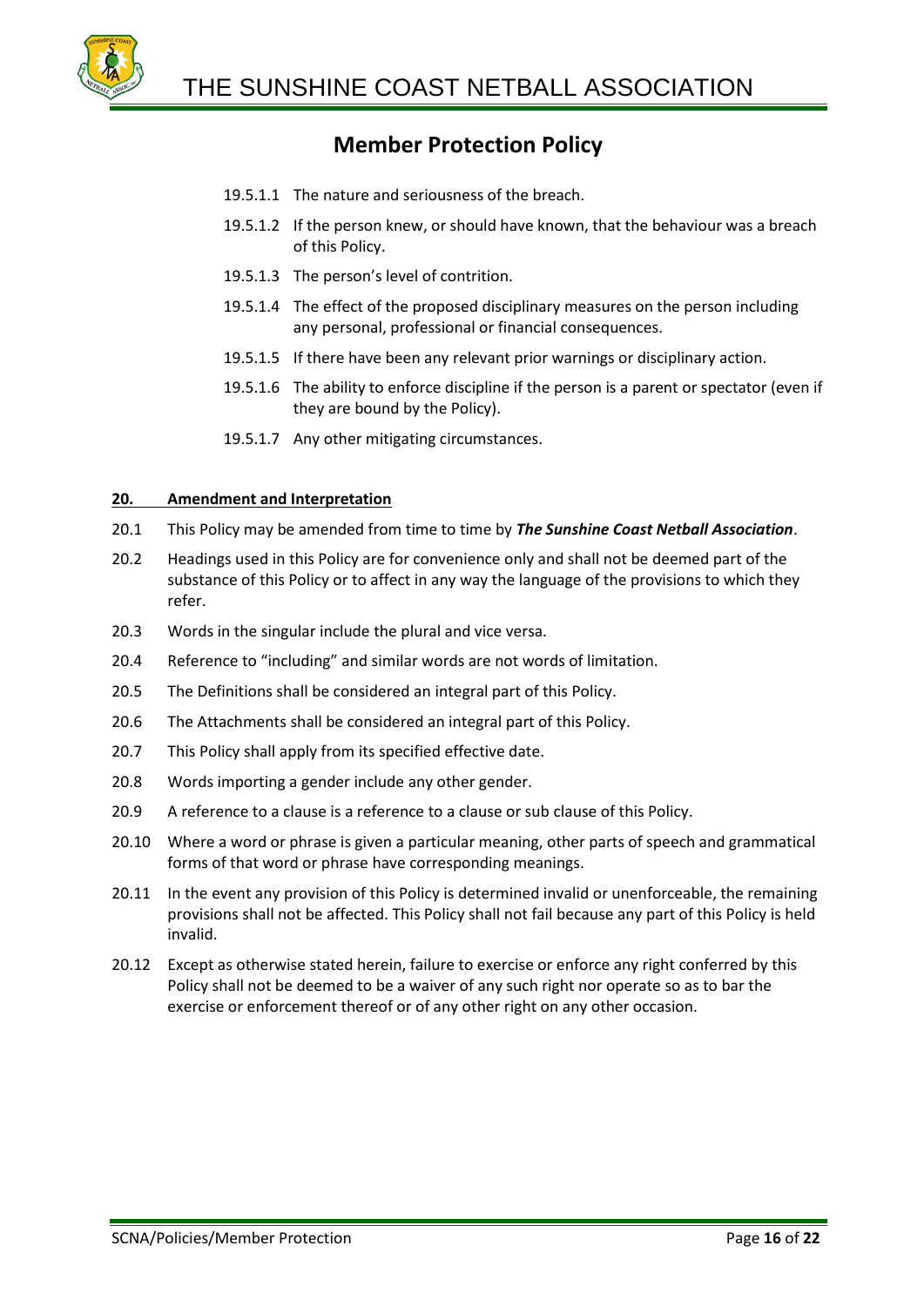19.5.1.1 The nature and seriousness of the breach.

19.5.1.2 If the person knew, or should have known, that the behaviour was a breach of this Policy.

19.5.1.3 The person's level of contrition.

19.5.1.4 The effect of the proposed disciplinary measures on the person including any personal, professional or financial consequences.

19.5.1.5 If there have been any relevant prior warnings or disciplinary action.

19.5.1.6 The ability to enforce discipline if the person is a parent or spectator (even if they are bound by the Policy).

19.5.1.7 Any other mitigating circumstances.

## 20. Amendment and Interpretation

20.1 This Policy may be amended from time to time by ***The Sunshine Coast Netball Association***.

20.2 Headings used in this Policy are for convenience only and shall not be deemed part of the substance of this Policy or to affect in any way the language of the provisions to which they refer.

20.3 Words in the singular include the plural and vice versa.

20.4 Reference to "including" and similar words are not words of limitation.

20.5 The Definitions shall be considered an integral part of this Policy.

20.6 The Attachments shall be considered an integral part of this Policy.

20.7 This Policy shall apply from its specified effective date.

20.8 Words importing a gender include any other gender.

20.9 A reference to a clause is a reference to a clause or sub clause of this Policy.

20.10 Where a word or phrase is given a particular meaning, other parts of speech and grammatical forms of that word or phrase have corresponding meanings.

20.11 In the event any provision of this Policy is determined invalid or unenforceable, the remaining provisions shall not be affected. This Policy shall not fail because any part of this Policy is held invalid.

20.12 Except as otherwise stated herein, failure to exercise or enforce any right conferred by this Policy shall not be deemed to be a waiver of any such right nor operate so as to bar the exercise or enforcement thereof or of any other right on any other occasion.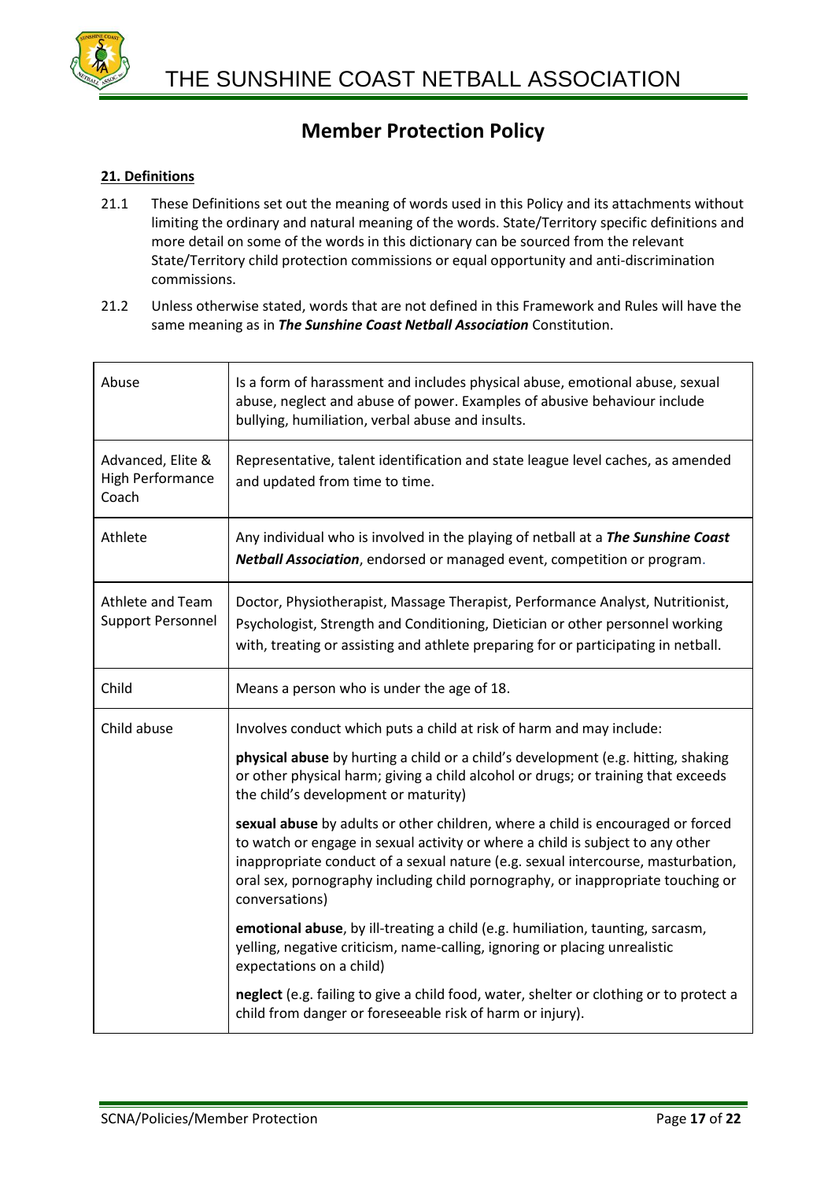# Member Protection Policy

**21. Definitions**

21.1 These Definitions set out the meaning of words used in this Policy and its attachments without limiting the ordinary and natural meaning of the words. State/Territory specific definitions and more detail on some of the words in this dictionary can be sourced from the relevant State/Territory child protection commissions or equal opportunity and anti-discrimination commissions.

21.2 Unless otherwise stated, words that are not defined in this Framework and Rules will have the same meaning as in ***The Sunshine Coast Netball Association*** Constitution.

| | |
|---|---|
| Abuse | Is a form of harassment and includes physical abuse, emotional abuse, sexual abuse, neglect and abuse of power. Examples of abusive behaviour include bullying, humiliation, verbal abuse and insults. |
| Advanced, Elite & High Performance Coach | Representative, talent identification and state league level caches, as amended and updated from time to time. |
| Athlete | Any individual who is involved in the playing of netball at a ***The Sunshine Coast Netball Association***, endorsed or managed event, competition or program. |
| Athlete and Team Support Personnel | Doctor, Physiotherapist, Massage Therapist, Performance Analyst, Nutritionist, Psychologist, Strength and Conditioning, Dietician or other personnel working with, treating or assisting and athlete preparing for or participating in netball. |
| Child | Means a person who is under the age of 18. |
| Child abuse | Involves conduct which puts a child at risk of harm and may include:<br><br>**physical abuse** by hurting a child or a child's development (e.g. hitting, shaking or other physical harm; giving a child alcohol or drugs; or training that exceeds the child's development or maturity)<br><br>**sexual abuse** by adults or other children, where a child is encouraged or forced to watch or engage in sexual activity or where a child is subject to any other inappropriate conduct of a sexual nature (e.g. sexual intercourse, masturbation, oral sex, pornography including child pornography, or inappropriate touching or conversations)<br><br>**emotional abuse**, by ill-treating a child (e.g. humiliation, taunting, sarcasm, yelling, negative criticism, name-calling, ignoring or placing unrealistic expectations on a child)<br><br>**neglect** (e.g. failing to give a child food, water, shelter or clothing or to protect a child from danger or foreseeable risk of harm or injury). |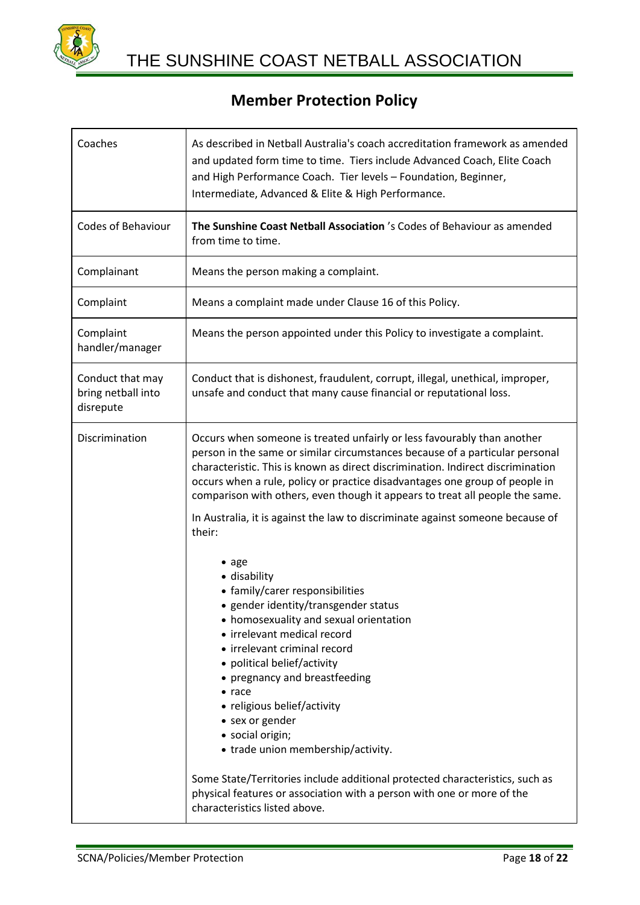## Member Protection Policy

| | |
|---|---|
| Coaches | As described in Netball Australia's coach accreditation framework as amended and updated form time to time. Tiers include Advanced Coach, Elite Coach and High Performance Coach. Tier levels – Foundation, Beginner, Intermediate, Advanced & Elite & High Performance. |
| Codes of Behaviour | **The Sunshine Coast Netball Association** 's Codes of Behaviour as amended from time to time. |
| Complainant | Means the person making a complaint. |
| Complaint | Means a complaint made under Clause 16 of this Policy. |
| Complaint handler/manager | Means the person appointed under this Policy to investigate a complaint. |
| Conduct that may bring netball into disrepute | Conduct that is dishonest, fraudulent, corrupt, illegal, unethical, improper, unsafe and conduct that many cause financial or reputational loss. |
| Discrimination | Occurs when someone is treated unfairly or less favourably than another person in the same or similar circumstances because of a particular personal characteristic. This is known as direct discrimination. Indirect discrimination occurs when a rule, policy or practice disadvantages one group of people in comparison with others, even though it appears to treat all people the same.<br><br>In Australia, it is against the law to discriminate against someone because of their:<br><br>• age<br>• disability<br>• family/carer responsibilities<br>• gender identity/transgender status<br>• homosexuality and sexual orientation<br>• irrelevant medical record<br>• irrelevant criminal record<br>• political belief/activity<br>• pregnancy and breastfeeding<br>• race<br>• religious belief/activity<br>• sex or gender<br>• social origin;<br>• trade union membership/activity.<br><br>Some State/Territories include additional protected characteristics, such as physical features or association with a person with one or more of the characteristics listed above. |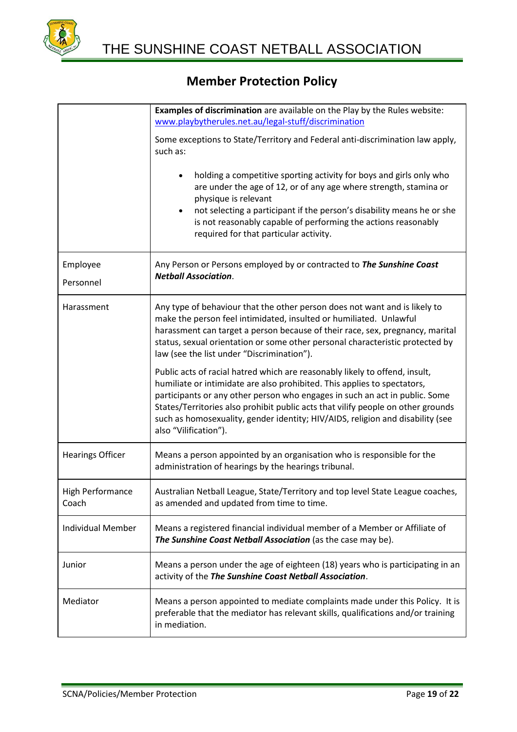## Member Protection Policy

| | |
|---|---|
| | **Examples of discrimination** are available on the Play by the Rules website: www.playbytherules.net.au/legal-stuff/discrimination<br><br>Some exceptions to State/Territory and Federal anti-discrimination law apply, such as:<br><br>• holding a competitive sporting activity for boys and girls only who are under the age of 12, or of any age where strength, stamina or physique is relevant<br>• not selecting a participant if the person's disability means he or she is not reasonably capable of performing the actions reasonably required for that particular activity. |
| Employee<br><br>Personnel | Any Person or Persons employed by or contracted to ***The Sunshine Coast Netball Association***. |
| Harassment | Any type of behaviour that the other person does not want and is likely to make the person feel intimidated, insulted or humiliated. Unlawful harassment can target a person because of their race, sex, pregnancy, marital status, sexual orientation or some other personal characteristic protected by law (see the list under "Discrimination").<br><br>Public acts of racial hatred which are reasonably likely to offend, insult, humiliate or intimidate are also prohibited. This applies to spectators, participants or any other person who engages in such an act in public. Some States/Territories also prohibit public acts that vilify people on other grounds such as homosexuality, gender identity; HIV/AIDS, religion and disability (see also "Vilification"). |
| Hearings Officer | Means a person appointed by an organisation who is responsible for the administration of hearings by the hearings tribunal. |
| High Performance Coach | Australian Netball League, State/Territory and top level State League coaches, as amended and updated from time to time. |
| Individual Member | Means a registered financial individual member of a Member or Affiliate of ***The Sunshine Coast Netball Association*** (as the case may be). |
| Junior | Means a person under the age of eighteen (18) years who is participating in an activity of the ***The Sunshine Coast Netball Association***. |
| Mediator | Means a person appointed to mediate complaints made under this Policy. It is preferable that the mediator has relevant skills, qualifications and/or training in mediation. |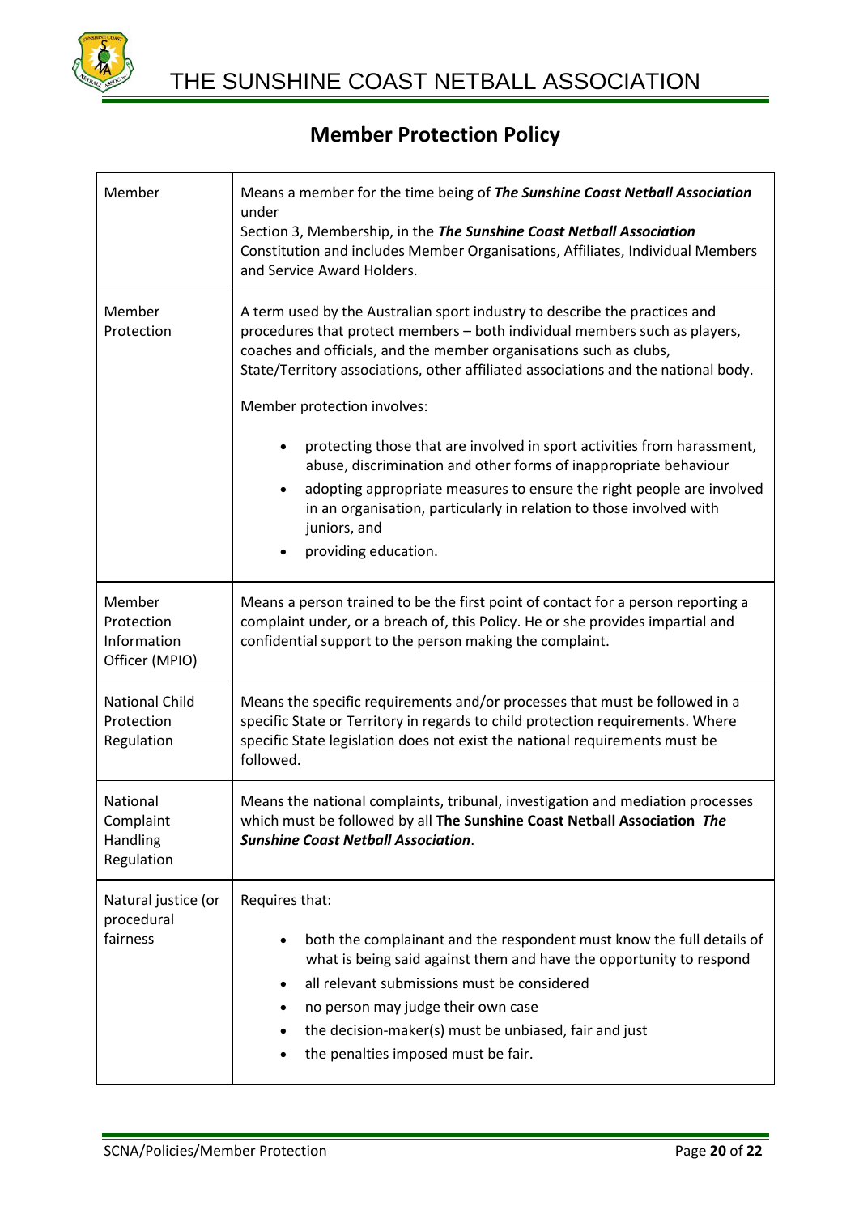## Member Protection Policy

| | |
|---|---|
| Member | Means a member for the time being of ***The Sunshine Coast Netball Association*** under Section 3, Membership, in the ***The Sunshine Coast Netball Association*** Constitution and includes Member Organisations, Affiliates, Individual Members and Service Award Holders. |
| Member Protection | A term used by the Australian sport industry to describe the practices and procedures that protect members – both individual members such as players, coaches and officials, and the member organisations such as clubs, State/Territory associations, other affiliated associations and the national body.<br><br>Member protection involves:<br><br>• protecting those that are involved in sport activities from harassment, abuse, discrimination and other forms of inappropriate behaviour<br>• adopting appropriate measures to ensure the right people are involved in an organisation, particularly in relation to those involved with juniors, and<br>• providing education. |
| Member Protection Information Officer (MPIO) | Means a person trained to be the first point of contact for a person reporting a complaint under, or a breach of, this Policy. He or she provides impartial and confidential support to the person making the complaint. |
| National Child Protection Regulation | Means the specific requirements and/or processes that must be followed in a specific State or Territory in regards to child protection requirements. Where specific State legislation does not exist the national requirements must be followed. |
| National Complaint Handling Regulation | Means the national complaints, tribunal, investigation and mediation processes which must be followed by all **The Sunshine Coast Netball Association** ***The Sunshine Coast Netball Association***. |
| Natural justice (or procedural fairness | Requires that:<br><br>• both the complainant and the respondent must know the full details of what is being said against them and have the opportunity to respond<br>• all relevant submissions must be considered<br>• no person may judge their own case<br>• the decision-maker(s) must be unbiased, fair and just<br>• the penalties imposed must be fair. |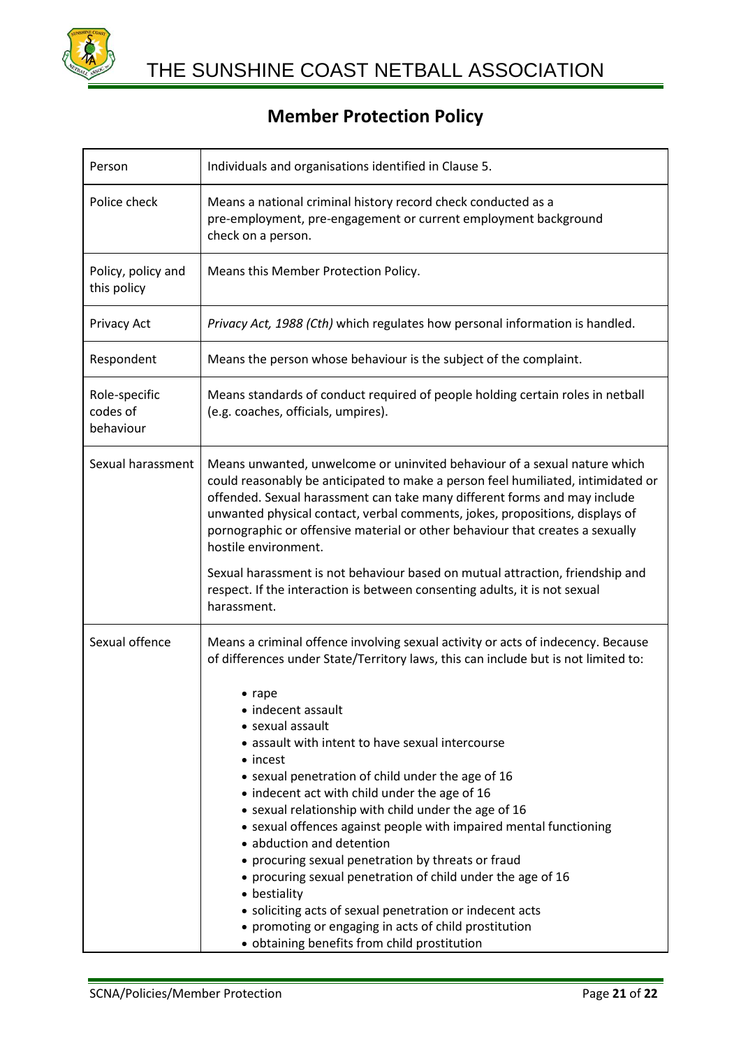## Member Protection Policy

| | |
|---|---|
| Person | Individuals and organisations identified in Clause 5. |
| Police check | Means a national criminal history record check conducted as a pre-employment, pre-engagement or current employment background check on a person. |
| Policy, policy and this policy | Means this Member Protection Policy. |
| Privacy Act | *Privacy Act, 1988 (Cth)* which regulates how personal information is handled. |
| Respondent | Means the person whose behaviour is the subject of the complaint. |
| Role-specific codes of behaviour | Means standards of conduct required of people holding certain roles in netball (e.g. coaches, officials, umpires). |
| Sexual harassment | Means unwanted, unwelcome or uninvited behaviour of a sexual nature which could reasonably be anticipated to make a person feel humiliated, intimidated or offended. Sexual harassment can take many different forms and may include unwanted physical contact, verbal comments, jokes, propositions, displays of pornographic or offensive material or other behaviour that creates a sexually hostile environment.<br><br>Sexual harassment is not behaviour based on mutual attraction, friendship and respect. If the interaction is between consenting adults, it is not sexual harassment. |
| Sexual offence | Means a criminal offence involving sexual activity or acts of indecency. Because of differences under State/Territory laws, this can include but is not limited to:<br><br>• rape<br>• indecent assault<br>• sexual assault<br>• assault with intent to have sexual intercourse<br>• incest<br>• sexual penetration of child under the age of 16<br>• indecent act with child under the age of 16<br>• sexual relationship with child under the age of 16<br>• sexual offences against people with impaired mental functioning<br>• abduction and detention<br>• procuring sexual penetration by threats or fraud<br>• procuring sexual penetration of child under the age of 16<br>• bestiality<br>• soliciting acts of sexual penetration or indecent acts<br>• promoting or engaging in acts of child prostitution<br>• obtaining benefits from child prostitution |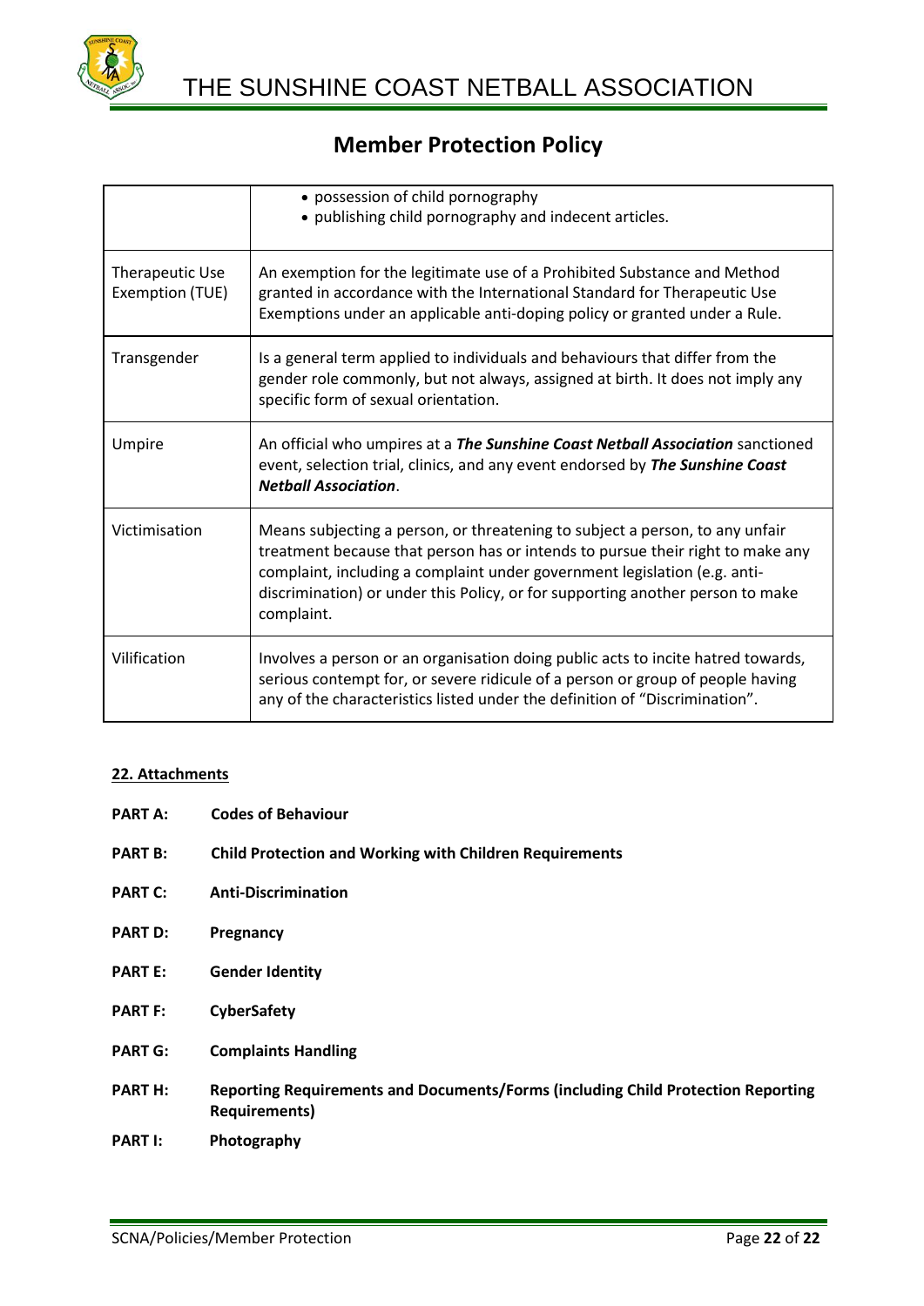## Member Protection Policy

| | |
|---|---|
| | • possession of child pornography<br>• publishing child pornography and indecent articles. |
| Therapeutic Use Exemption (TUE) | An exemption for the legitimate use of a Prohibited Substance and Method granted in accordance with the International Standard for Therapeutic Use Exemptions under an applicable anti-doping policy or granted under a Rule. |
| Transgender | Is a general term applied to individuals and behaviours that differ from the gender role commonly, but not always, assigned at birth. It does not imply any specific form of sexual orientation. |
| Umpire | An official who umpires at a ***The Sunshine Coast Netball Association*** sanctioned event, selection trial, clinics, and any event endorsed by ***The Sunshine Coast Netball Association***. |
| Victimisation | Means subjecting a person, or threatening to subject a person, to any unfair treatment because that person has or intends to pursue their right to make any complaint, including a complaint under government legislation (e.g. anti-discrimination) or under this Policy, or for supporting another person to make complaint. |
| Vilification | Involves a person or an organisation doing public acts to incite hatred towards, serious contempt for, or severe ridicule of a person or group of people having any of the characteristics listed under the definition of "Discrimination". |

### 22. Attachments

**PART A:** **Codes of Behaviour**

**PART B:** **Child Protection and Working with Children Requirements**

**PART C:** **Anti-Discrimination**

**PART D:** **Pregnancy**

**PART E:** **Gender Identity**

**PART F:** **CyberSafety**

**PART G:** **Complaints Handling**

**PART H:** **Reporting Requirements and Documents/Forms (including Child Protection Reporting Requirements)**

**PART I:** **Photography**